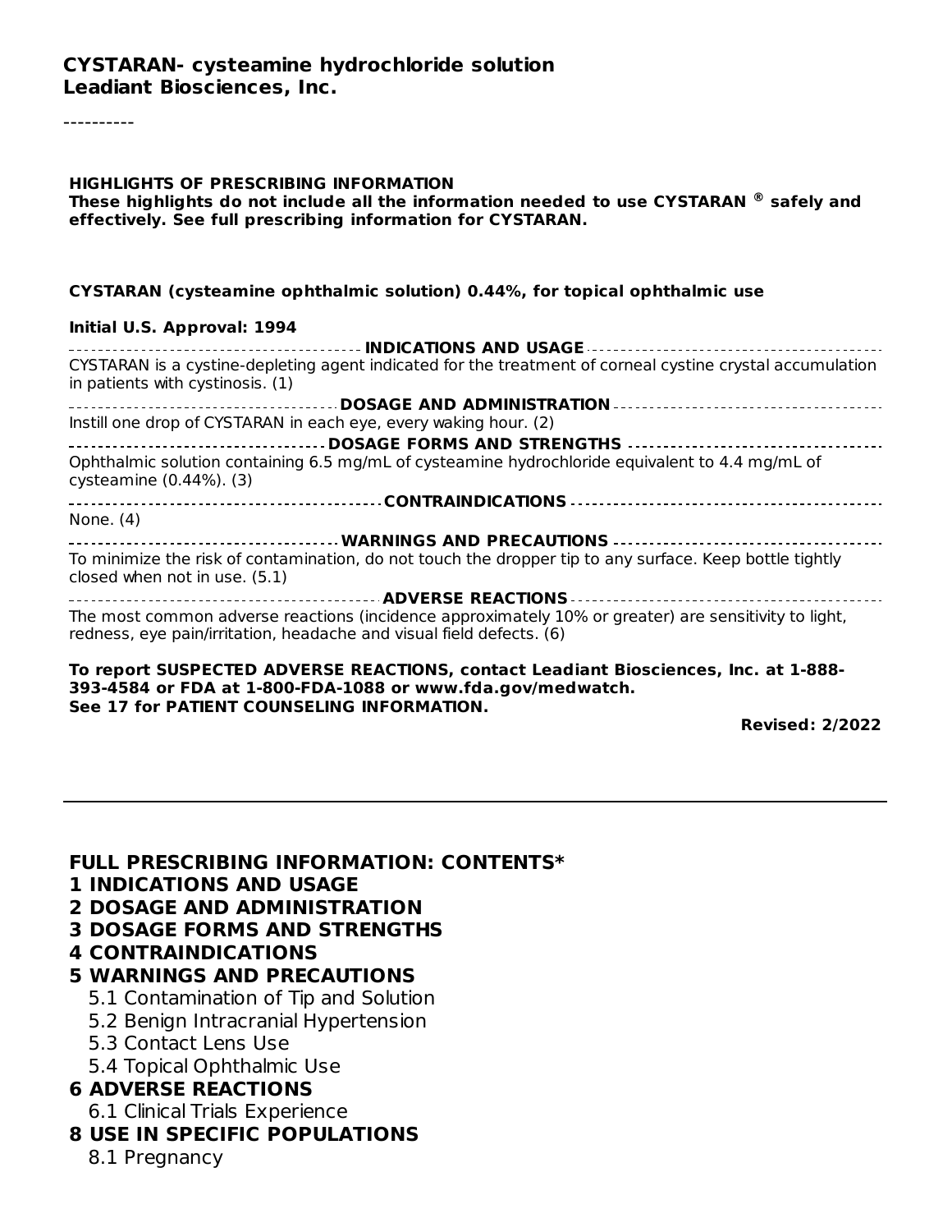# CYSTARAN- cysteamine hydrochloride solution
**Leadiant Biosciences, Inc.**

----------

**HIGHLIGHTS OF PRESCRIBING INFORMATION**
**These highlights do not include all the information needed to use CYSTARAN ® safely and effectively. See full prescribing information for CYSTARAN.**

**CYSTARAN (cysteamine ophthalmic solution) 0.44%, for topical ophthalmic use**

**Initial U.S. Approval: 1994**

**INDICATIONS AND USAGE**

CYSTARAN is a cystine-depleting agent indicated for the treatment of corneal cystine crystal accumulation in patients with cystinosis. (1)

**DOSAGE AND ADMINISTRATION**

Instill one drop of CYSTARAN in each eye, every waking hour. (2)

**DOSAGE FORMS AND STRENGTHS**

Ophthalmic solution containing 6.5 mg/mL of cysteamine hydrochloride equivalent to 4.4 mg/mL of cysteamine (0.44%). (3)

**CONTRAINDICATIONS**

None. (4)

**WARNINGS AND PRECAUTIONS**

To minimize the risk of contamination, do not touch the dropper tip to any surface. Keep bottle tightly closed when not in use. (5.1)

**ADVERSE REACTIONS**

The most common adverse reactions (incidence approximately 10% or greater) are sensitivity to light, redness, eye pain/irritation, headache and visual field defects. (6)

**To report SUSPECTED ADVERSE REACTIONS, contact Leadiant Biosciences, Inc. at 1-888-393-4584 or FDA at 1-800-FDA-1088 or www.fda.gov/medwatch.**
**See 17 for PATIENT COUNSELING INFORMATION.**

**Revised: 2/2022**

---

**FULL PRESCRIBING INFORMATION: CONTENTS***

**1 INDICATIONS AND USAGE**
**2 DOSAGE AND ADMINISTRATION**
**3 DOSAGE FORMS AND STRENGTHS**
**4 CONTRAINDICATIONS**
**5 WARNINGS AND PRECAUTIONS**
- 5.1 Contamination of Tip and Solution
- 5.2 Benign Intracranial Hypertension
- 5.3 Contact Lens Use
- 5.4 Topical Ophthalmic Use

**6 ADVERSE REACTIONS**
- 6.1 Clinical Trials Experience

**8 USE IN SPECIFIC POPULATIONS**
- 8.1 Pregnancy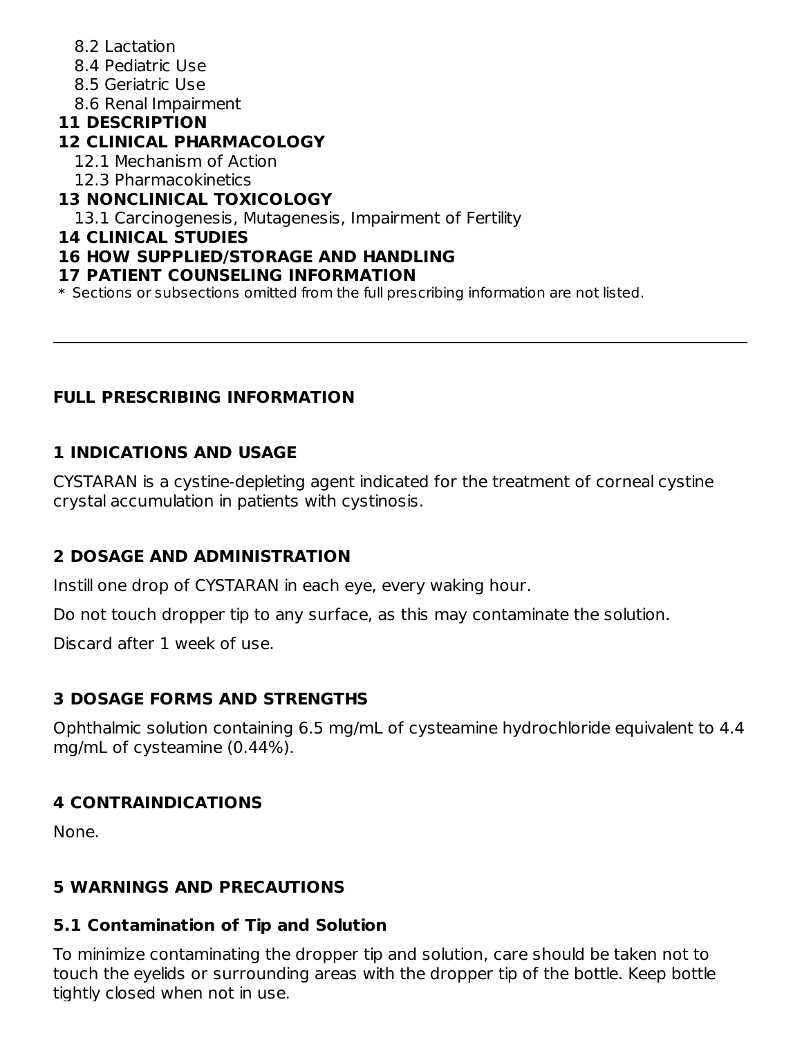8.2 Lactation
8.4 Pediatric Use
8.5 Geriatric Use
8.6 Renal Impairment

**11 DESCRIPTION**

**12 CLINICAL PHARMACOLOGY**

12.1 Mechanism of Action
12.3 Pharmacokinetics

**13 NONCLINICAL TOXICOLOGY**

13.1 Carcinogenesis, Mutagenesis, Impairment of Fertility

**14 CLINICAL STUDIES**

**16 HOW SUPPLIED/STORAGE AND HANDLING**

**17 PATIENT COUNSELING INFORMATION**

* Sections or subsections omitted from the full prescribing information are not listed.

---

## FULL PRESCRIBING INFORMATION

## 1 INDICATIONS AND USAGE

CYSTARAN is a cystine-depleting agent indicated for the treatment of corneal cystine crystal accumulation in patients with cystinosis.

## 2 DOSAGE AND ADMINISTRATION

Instill one drop of CYSTARAN in each eye, every waking hour.

Do not touch dropper tip to any surface, as this may contaminate the solution.

Discard after 1 week of use.

## 3 DOSAGE FORMS AND STRENGTHS

Ophthalmic solution containing 6.5 mg/mL of cysteamine hydrochloride equivalent to 4.4 mg/mL of cysteamine (0.44%).

## 4 CONTRAINDICATIONS

None.

## 5 WARNINGS AND PRECAUTIONS

### 5.1 Contamination of Tip and Solution

To minimize contaminating the dropper tip and solution, care should be taken not to touch the eyelids or surrounding areas with the dropper tip of the bottle. Keep bottle tightly closed when not in use.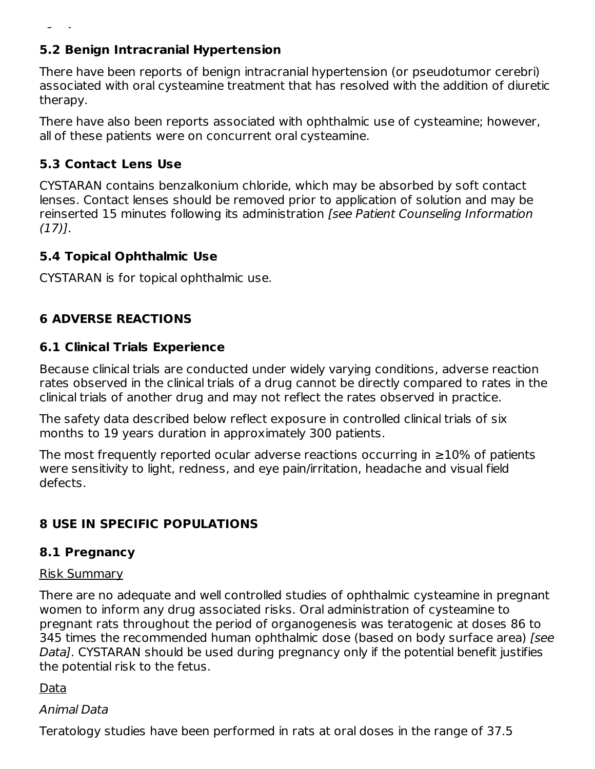### 5.2 Benign Intracranial Hypertension

There have been reports of benign intracranial hypertension (or pseudotumor cerebri) associated with oral cysteamine treatment that has resolved with the addition of diuretic therapy.

There have also been reports associated with ophthalmic use of cysteamine; however, all of these patients were on concurrent oral cysteamine.

### 5.3 Contact Lens Use

CYSTARAN contains benzalkonium chloride, which may be absorbed by soft contact lenses. Contact lenses should be removed prior to application of solution and may be reinserted 15 minutes following its administration *[see Patient Counseling Information (17)]*.

### 5.4 Topical Ophthalmic Use

CYSTARAN is for topical ophthalmic use.

## 6 ADVERSE REACTIONS

### 6.1 Clinical Trials Experience

Because clinical trials are conducted under widely varying conditions, adverse reaction rates observed in the clinical trials of a drug cannot be directly compared to rates in the clinical trials of another drug and may not reflect the rates observed in practice.

The safety data described below reflect exposure in controlled clinical trials of six months to 19 years duration in approximately 300 patients.

The most frequently reported ocular adverse reactions occurring in ≥10% of patients were sensitivity to light, redness, and eye pain/irritation, headache and visual field defects.

## 8 USE IN SPECIFIC POPULATIONS

### 8.1 Pregnancy

Risk Summary

There are no adequate and well controlled studies of ophthalmic cysteamine in pregnant women to inform any drug associated risks. Oral administration of cysteamine to pregnant rats throughout the period of organogenesis was teratogenic at doses 86 to 345 times the recommended human ophthalmic dose (based on body surface area) *[see Data]*. CYSTARAN should be used during pregnancy only if the potential benefit justifies the potential risk to the fetus.

Data

*Animal Data*

Teratology studies have been performed in rats at oral doses in the range of 37.5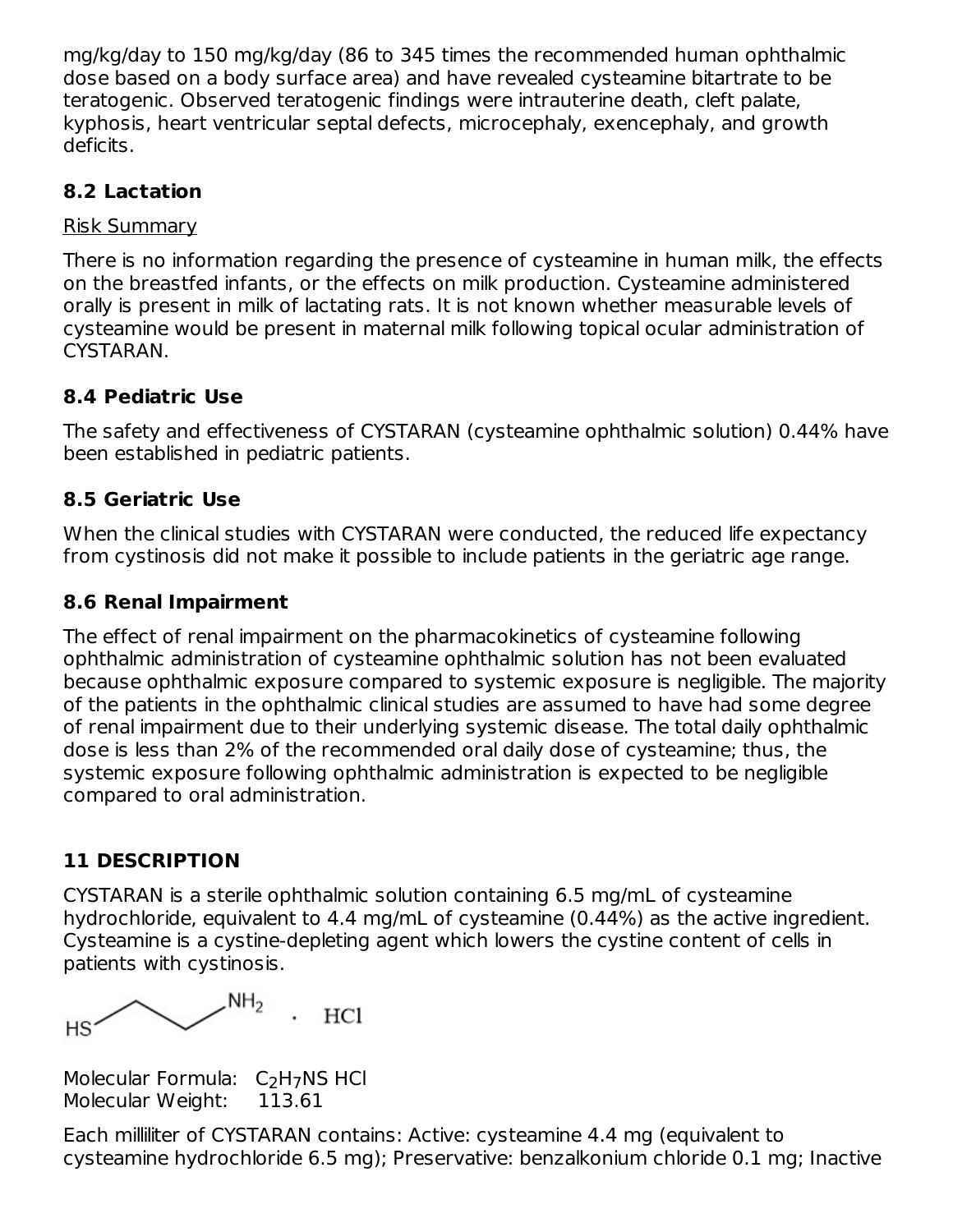mg/kg/day to 150 mg/kg/day (86 to 345 times the recommended human ophthalmic dose based on a body surface area) and have revealed cysteamine bitartrate to be teratogenic. Observed teratogenic findings were intrauterine death, cleft palate, kyphosis, heart ventricular septal defects, microcephaly, exencephaly, and growth deficits.

### 8.2 Lactation

Risk Summary

There is no information regarding the presence of cysteamine in human milk, the effects on the breastfed infants, or the effects on milk production. Cysteamine administered orally is present in milk of lactating rats. It is not known whether measurable levels of cysteamine would be present in maternal milk following topical ocular administration of CYSTARAN.

### 8.4 Pediatric Use

The safety and effectiveness of CYSTARAN (cysteamine ophthalmic solution) 0.44% have been established in pediatric patients.

### 8.5 Geriatric Use

When the clinical studies with CYSTARAN were conducted, the reduced life expectancy from cystinosis did not make it possible to include patients in the geriatric age range.

### 8.6 Renal Impairment

The effect of renal impairment on the pharmacokinetics of cysteamine following ophthalmic administration of cysteamine ophthalmic solution has not been evaluated because ophthalmic exposure compared to systemic exposure is negligible. The majority of the patients in the ophthalmic clinical studies are assumed to have had some degree of renal impairment due to their underlying systemic disease. The total daily ophthalmic dose is less than 2% of the recommended oral daily dose of cysteamine; thus, the systemic exposure following ophthalmic administration is expected to be negligible compared to oral administration.

## 11 DESCRIPTION

CYSTARAN is a sterile ophthalmic solution containing 6.5 mg/mL of cysteamine hydrochloride, equivalent to 4.4 mg/mL of cysteamine (0.44%) as the active ingredient. Cysteamine is a cystine-depleting agent which lowers the cystine content of cells in patients with cystinosis.

HS–CH₂–CH₂–NH₂ · HCl

Molecular Formula: $C_2H_7NS$ HCl
Molecular Weight: 113.61

Each milliliter of CYSTARAN contains: Active: cysteamine 4.4 mg (equivalent to cysteamine hydrochloride 6.5 mg); Preservative: benzalkonium chloride 0.1 mg; Inactive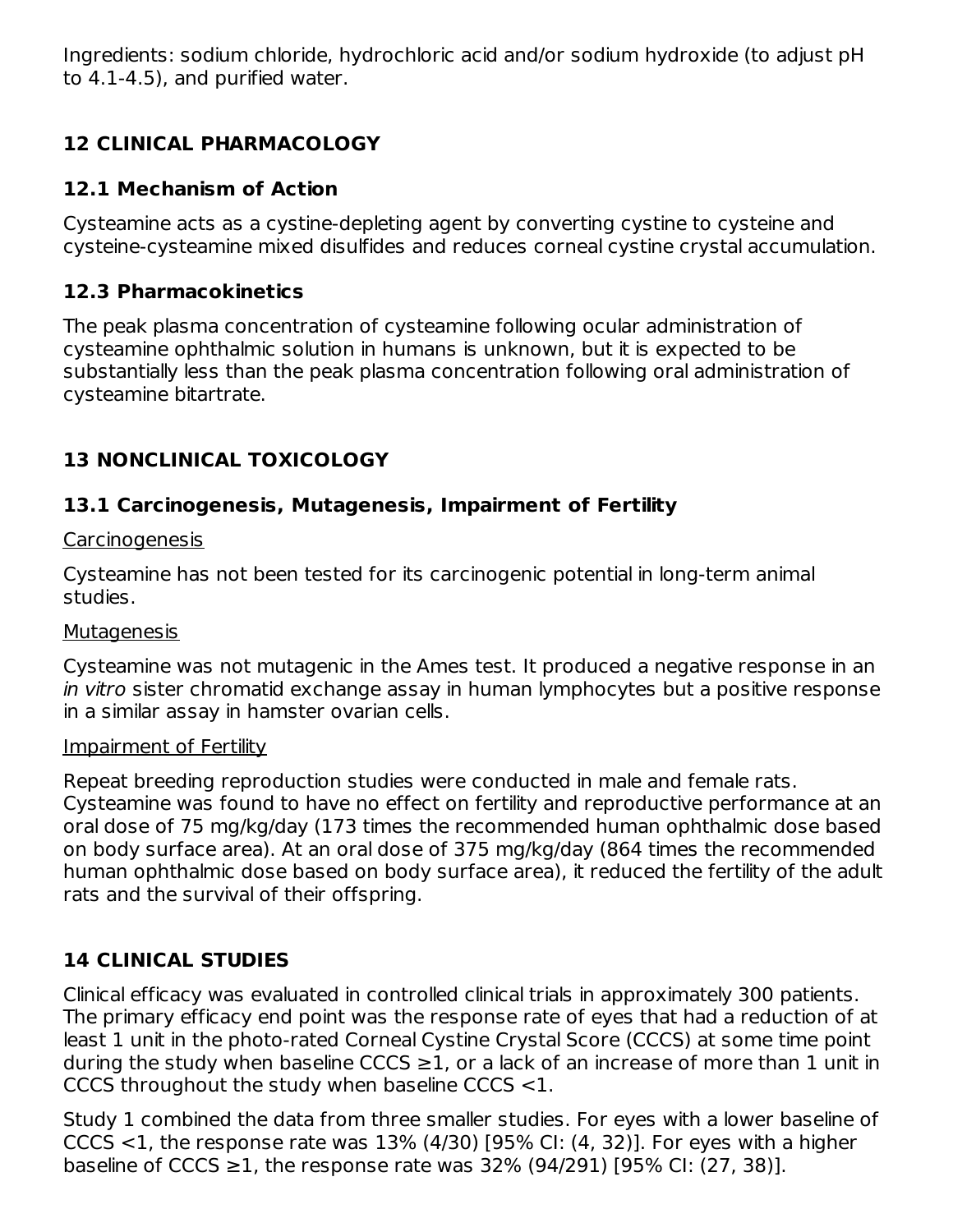Ingredients: sodium chloride, hydrochloric acid and/or sodium hydroxide (to adjust pH to 4.1-4.5), and purified water.

## 12 CLINICAL PHARMACOLOGY

### 12.1 Mechanism of Action

Cysteamine acts as a cystine-depleting agent by converting cystine to cysteine and cysteine-cysteamine mixed disulfides and reduces corneal cystine crystal accumulation.

### 12.3 Pharmacokinetics

The peak plasma concentration of cysteamine following ocular administration of cysteamine ophthalmic solution in humans is unknown, but it is expected to be substantially less than the peak plasma concentration following oral administration of cysteamine bitartrate.

## 13 NONCLINICAL TOXICOLOGY

### 13.1 Carcinogenesis, Mutagenesis, Impairment of Fertility

Carcinogenesis

Cysteamine has not been tested for its carcinogenic potential in long-term animal studies.

Mutagenesis

Cysteamine was not mutagenic in the Ames test. It produced a negative response in an *in vitro* sister chromatid exchange assay in human lymphocytes but a positive response in a similar assay in hamster ovarian cells.

Impairment of Fertility

Repeat breeding reproduction studies were conducted in male and female rats. Cysteamine was found to have no effect on fertility and reproductive performance at an oral dose of 75 mg/kg/day (173 times the recommended human ophthalmic dose based on body surface area). At an oral dose of 375 mg/kg/day (864 times the recommended human ophthalmic dose based on body surface area), it reduced the fertility of the adult rats and the survival of their offspring.

## 14 CLINICAL STUDIES

Clinical efficacy was evaluated in controlled clinical trials in approximately 300 patients. The primary efficacy end point was the response rate of eyes that had a reduction of at least 1 unit in the photo-rated Corneal Cystine Crystal Score (CCCS) at some time point during the study when baseline CCCS $\geq 1$, or a lack of an increase of more than 1 unit in CCCS throughout the study when baseline CCCS $<1$.

Study 1 combined the data from three smaller studies. For eyes with a lower baseline of CCCS $<1$, the response rate was 13% (4/30) [95% CI: (4, 32)]. For eyes with a higher baseline of CCCS $\geq 1$, the response rate was 32% (94/291) [95% CI: (27, 38)].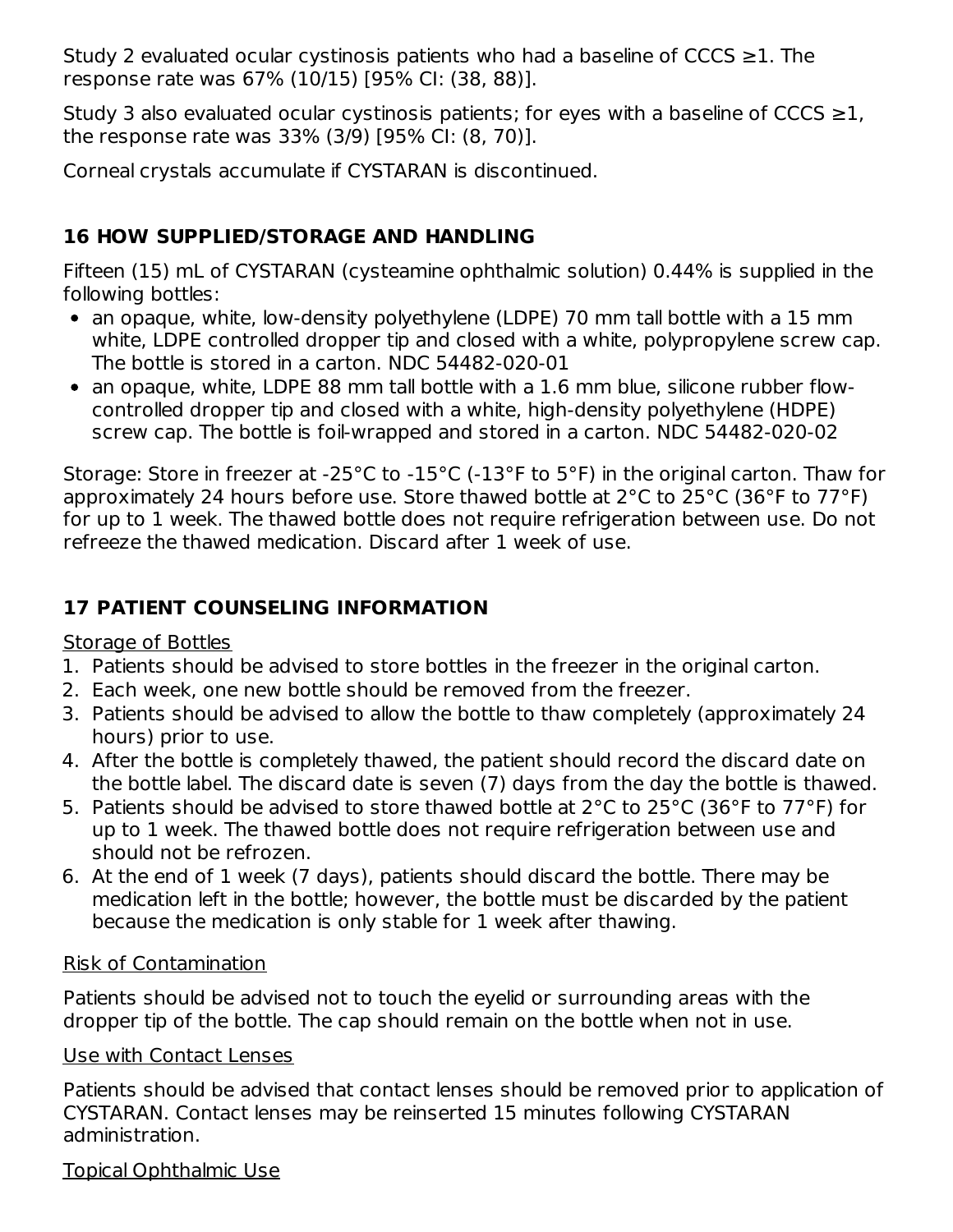Study 2 evaluated ocular cystinosis patients who had a baseline of CCCS ≥1. The response rate was 67% (10/15) [95% CI: (38, 88)].

Study 3 also evaluated ocular cystinosis patients; for eyes with a baseline of CCCS ≥1, the response rate was 33% (3/9) [95% CI: (8, 70)].

Corneal crystals accumulate if CYSTARAN is discontinued.

## 16 HOW SUPPLIED/STORAGE AND HANDLING

Fifteen (15) mL of CYSTARAN (cysteamine ophthalmic solution) 0.44% is supplied in the following bottles:

- an opaque, white, low-density polyethylene (LDPE) 70 mm tall bottle with a 15 mm white, LDPE controlled dropper tip and closed with a white, polypropylene screw cap. The bottle is stored in a carton. NDC 54482-020-01
- an opaque, white, LDPE 88 mm tall bottle with a 1.6 mm blue, silicone rubber flow-controlled dropper tip and closed with a white, high-density polyethylene (HDPE) screw cap. The bottle is foil-wrapped and stored in a carton. NDC 54482-020-02

Storage: Store in freezer at -25°C to -15°C (-13°F to 5°F) in the original carton. Thaw for approximately 24 hours before use. Store thawed bottle at 2°C to 25°C (36°F to 77°F) for up to 1 week. The thawed bottle does not require refrigeration between use. Do not refreeze the thawed medication. Discard after 1 week of use.

## 17 PATIENT COUNSELING INFORMATION

Storage of Bottles

1. Patients should be advised to store bottles in the freezer in the original carton.
2. Each week, one new bottle should be removed from the freezer.
3. Patients should be advised to allow the bottle to thaw completely (approximately 24 hours) prior to use.
4. After the bottle is completely thawed, the patient should record the discard date on the bottle label. The discard date is seven (7) days from the day the bottle is thawed.
5. Patients should be advised to store thawed bottle at 2°C to 25°C (36°F to 77°F) for up to 1 week. The thawed bottle does not require refrigeration between use and should not be refrozen.
6. At the end of 1 week (7 days), patients should discard the bottle. There may be medication left in the bottle; however, the bottle must be discarded by the patient because the medication is only stable for 1 week after thawing.

Risk of Contamination

Patients should be advised not to touch the eyelid or surrounding areas with the dropper tip of the bottle. The cap should remain on the bottle when not in use.

Use with Contact Lenses

Patients should be advised that contact lenses should be removed prior to application of CYSTARAN. Contact lenses may be reinserted 15 minutes following CYSTARAN administration.

Topical Ophthalmic Use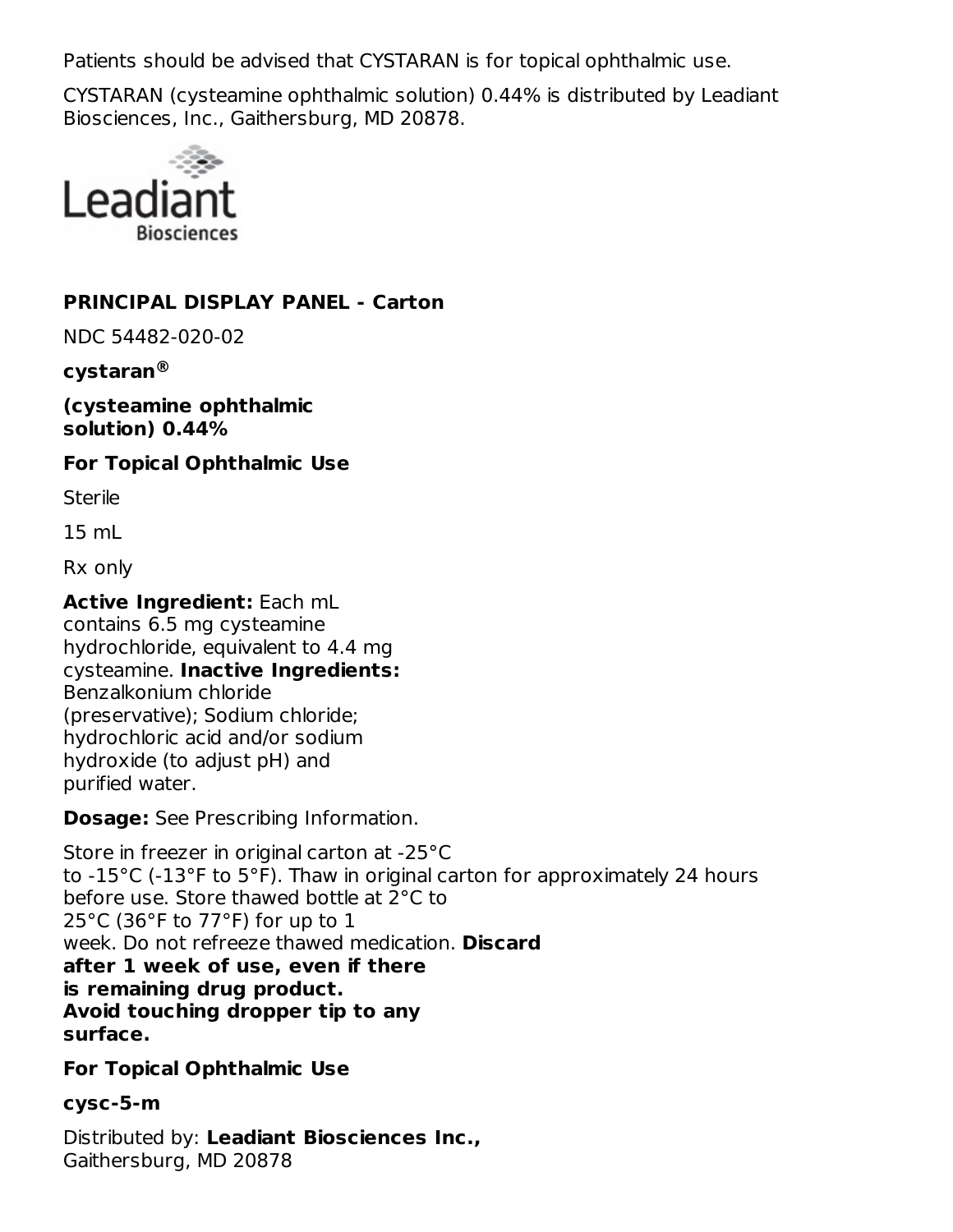Patients should be advised that CYSTARAN is for topical ophthalmic use.

CYSTARAN (cysteamine ophthalmic solution) 0.44% is distributed by Leadiant Biosciences, Inc., Gaithersburg, MD 20878.

## PRINCIPAL DISPLAY PANEL - Carton

NDC 54482-020-02

**cystaran®**

**(cysteamine ophthalmic solution) 0.44%**

**For Topical Ophthalmic Use**

Sterile

15 mL

Rx only

**Active Ingredient:** Each mL contains 6.5 mg cysteamine hydrochloride, equivalent to 4.4 mg cysteamine. **Inactive Ingredients:** Benzalkonium chloride (preservative); Sodium chloride; hydrochloric acid and/or sodium hydroxide (to adjust pH) and purified water.

**Dosage:** See Prescribing Information.

Store in freezer in original carton at -25°C to -15°C (-13°F to 5°F). Thaw in original carton for approximately 24 hours before use. Store thawed bottle at 2°C to 25°C (36°F to 77°F) for up to 1 week. Do not refreeze thawed medication. **Discard after 1 week of use, even if there is remaining drug product. Avoid touching dropper tip to any surface.**

**For Topical Ophthalmic Use**

**cysc-5-m**

Distributed by: **Leadiant Biosciences Inc.,**
Gaithersburg, MD 20878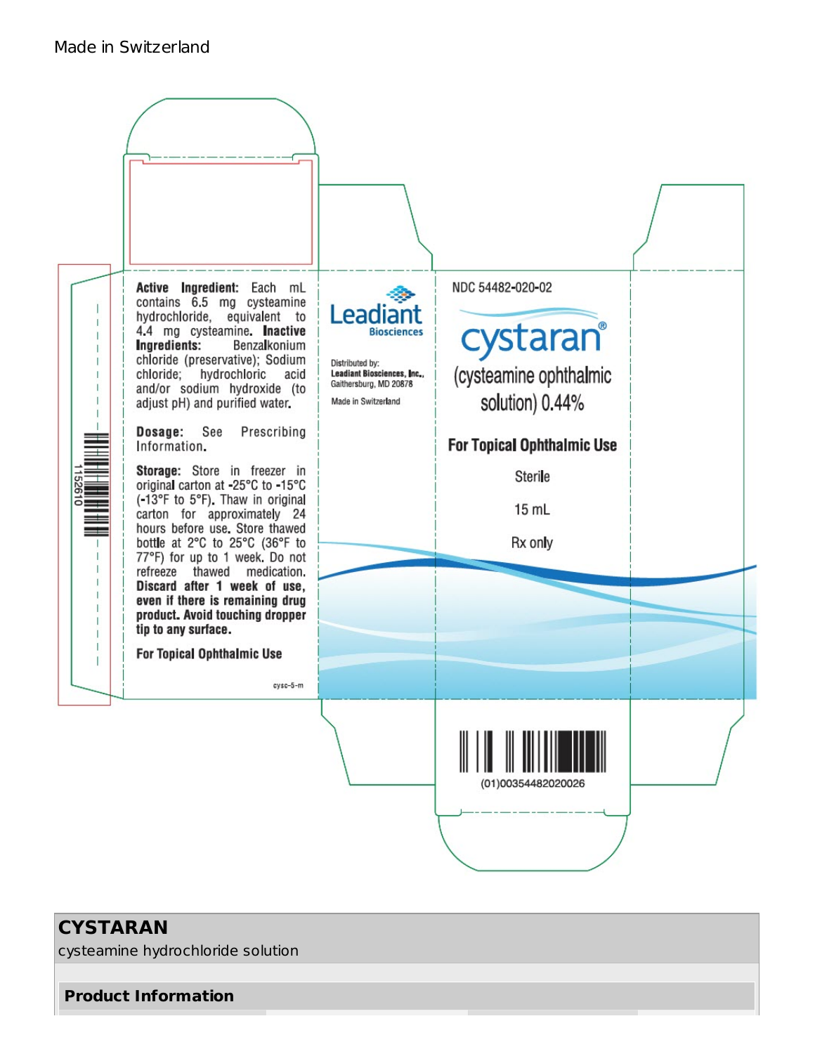Made in Switzerland

**Active Ingredient:** Each mL contains 6.5 mg cysteamine hydrochloride, equivalent to 4.4 mg cysteamine. **Inactive Ingredients:** Benzalkonium chloride (preservative); Sodium chloride; hydrochloric acid and/or sodium hydroxide (to adjust pH) and purified water.

**Dosage:** See Prescribing Information.

**Storage:** Store in freezer in original carton at -25°C to -15°C (-13°F to 5°F). Thaw in original carton for approximately 24 hours before use. Store thawed bottle at 2°C to 25°C (36°F to 77°F) for up to 1 week. Do not refreeze thawed medication. **Discard after 1 week of use, even if there is remaining drug product. Avoid touching dropper tip to any surface.**

**For Topical Ophthalmic Use**

cysc-5-m

1152610

Leadiant Biosciences

Distributed by:
**Leadiant Biosciences, Inc.,**
Gaithersburg, MD 20878

Made in Switzerland

NDC 54482-020-02

cystaran®

(cysteamine ophthalmic solution) 0.44%

**For Topical Ophthalmic Use**

Sterile

15 mL

Rx only

(01)00354482020026

## CYSTARAN

cysteamine hydrochloride solution

### Product Information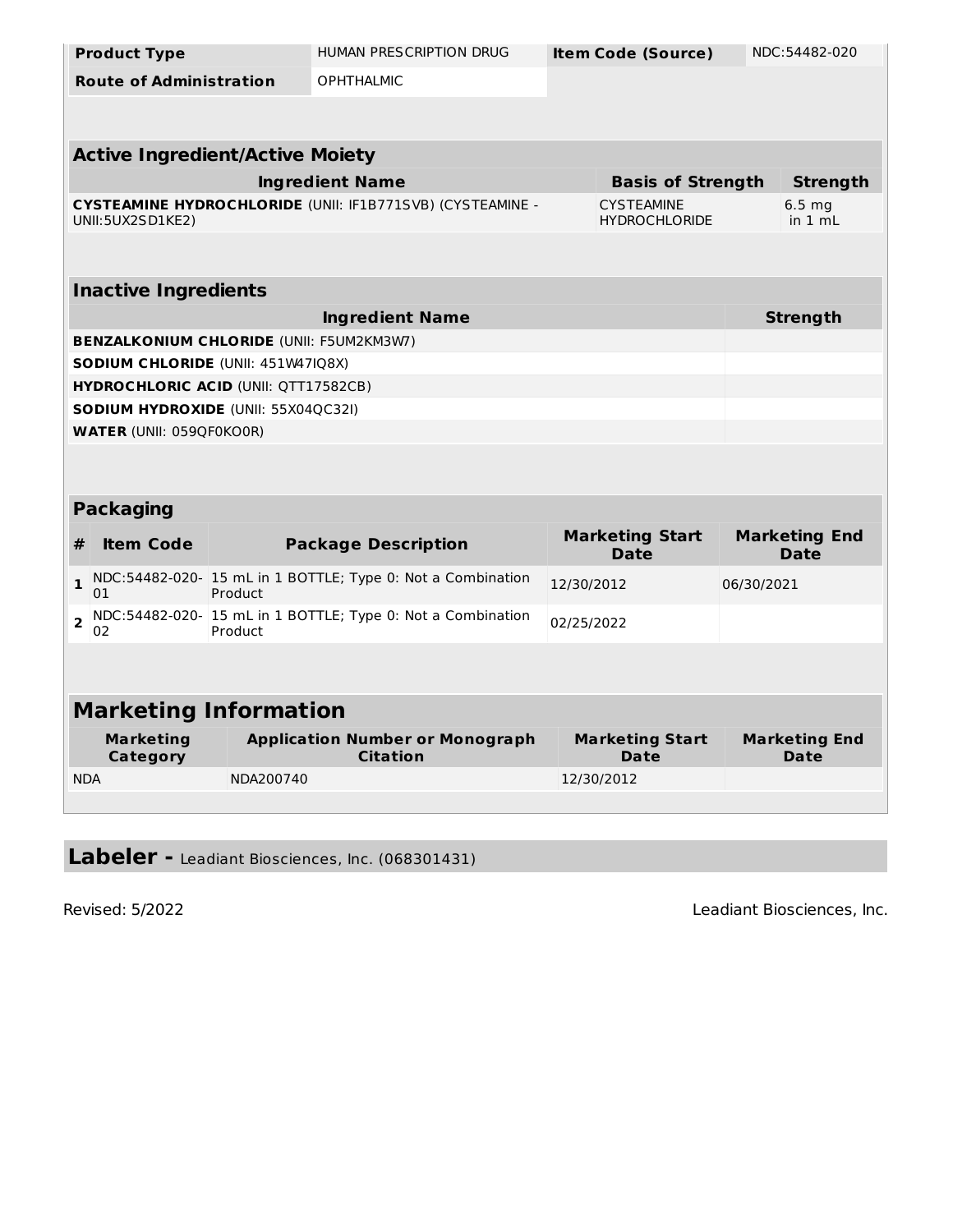| | | | |
|---|---|---|---|
| **Product Type** | HUMAN PRESCRIPTION DRUG | **Item Code (Source)** | NDC:54482-020 |
| **Route of Administration** | OPHTHALMIC | | |

| Active Ingredient/Active Moiety | | |
|---|---|---|
| **Ingredient Name** | **Basis of Strength** | **Strength** |
| **CYSTEAMINE HYDROCHLORIDE** (UNII: IF1B771SVB) (CYSTEAMINE - UNII:5UX2SD1KE2) | CYSTEAMINE HYDROCHLORIDE | 6.5 mg in 1 mL |

| Inactive Ingredients | |
|---|---|
| **Ingredient Name** | **Strength** |
| **BENZALKONIUM CHLORIDE** (UNII: F5UM2KM3W7) | |
| **SODIUM CHLORIDE** (UNII: 451W47IQ8X) | |
| **HYDROCHLORIC ACID** (UNII: QTT17582CB) | |
| **SODIUM HYDROXIDE** (UNII: 55X04QC32I) | |
| **WATER** (UNII: 059QF0KO0R) | |

| Packaging | | | | |
|---|---|---|---|---|
| **#** | **Item Code** | **Package Description** | **Marketing Start Date** | **Marketing End Date** |
| 1 | NDC:54482-020-01 | 15 mL in 1 BOTTLE; Type 0: Not a Combination Product | 12/30/2012 | 06/30/2021 |
| 2 | NDC:54482-020-02 | 15 mL in 1 BOTTLE; Type 0: Not a Combination Product | 02/25/2022 | |

| Marketing Information | | | |
|---|---|---|---|
| **Marketing Category** | **Application Number or Monograph Citation** | **Marketing Start Date** | **Marketing End Date** |
| NDA | NDA200740 | 12/30/2012 | |

## Labeler - Leadiant Biosciences, Inc. (068301431)

Revised: 5/2022

Leadiant Biosciences, Inc.